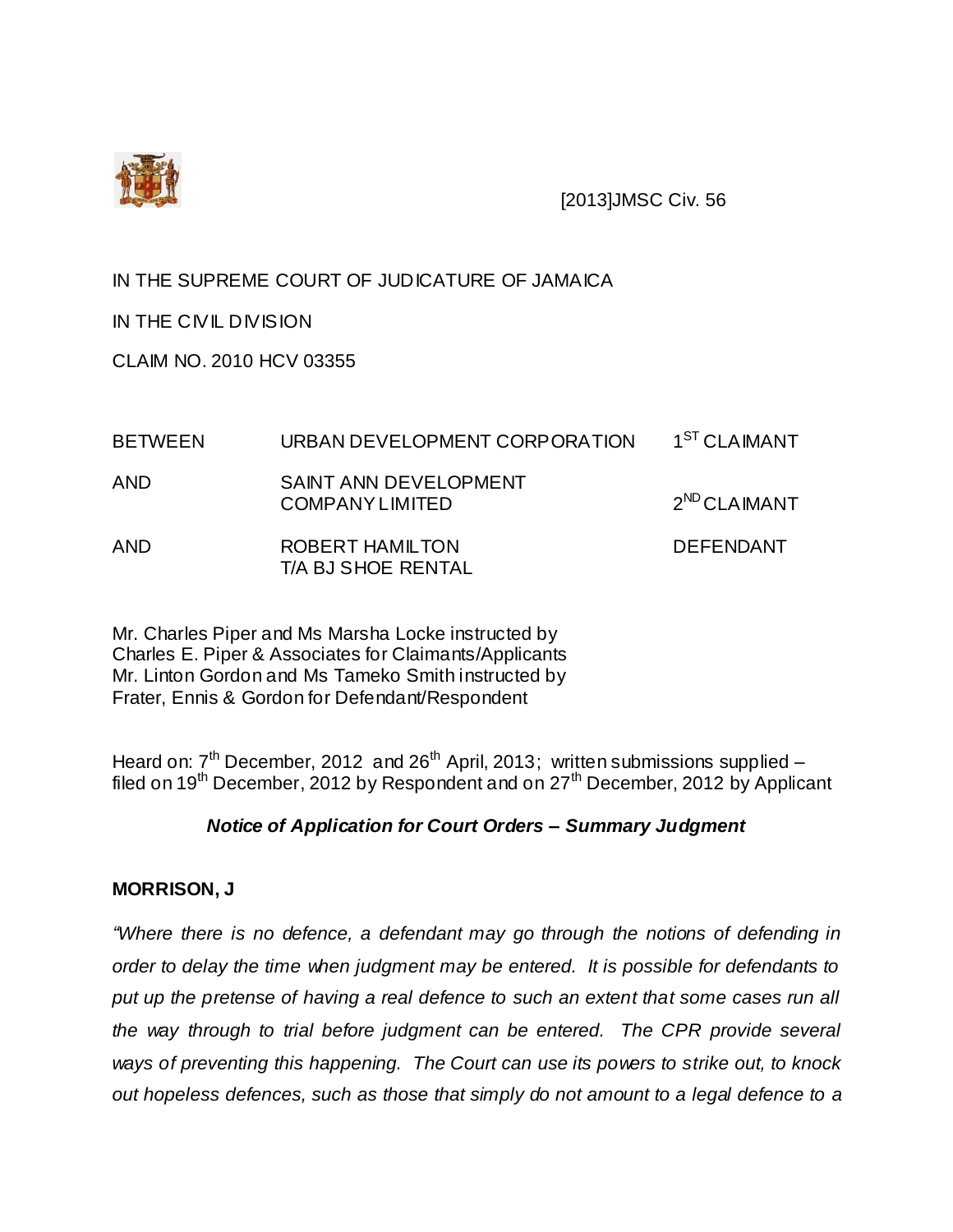[2013]JMSC Civ. 56

IN THE SUPREME COURT OF JUDICATURE OF JAMAICA

IN THE CIVIL DIVISION

CLAIM NO. 2010 HCV 03355

| | | |
|---|---|---|
| BETWEEN | URBAN DEVELOPMENT CORPORATION | 1ST CLAIMANT |
| AND | SAINT ANN DEVELOPMENT COMPANY LIMITED | 2ND CLAIMANT |
| AND | ROBERT HAMILTON T/A BJ SHOE RENTAL | DEFENDANT |

Mr. Charles Piper and Ms Marsha Locke instructed by Charles E. Piper & Associates for Claimants/Applicants
Mr. Linton Gordon and Ms Tameko Smith instructed by Frater, Ennis & Gordon for Defendant/Respondent

Heard on: 7th December, 2012 and 26th April, 2013; written submissions supplied – filed on 19th December, 2012 by Respondent and on 27th December, 2012 by Applicant

***Notice of Application for Court Orders – Summary Judgment***

**MORRISON, J**

*"Where there is no defence, a defendant may go through the notions of defending in order to delay the time when judgment may be entered. It is possible for defendants to put up the pretense of having a real defence to such an extent that some cases run all the way through to trial before judgment can be entered. The CPR provide several ways of preventing this happening. The Court can use its powers to strike out, to knock out hopeless defences, such as those that simply do not amount to a legal defence to a*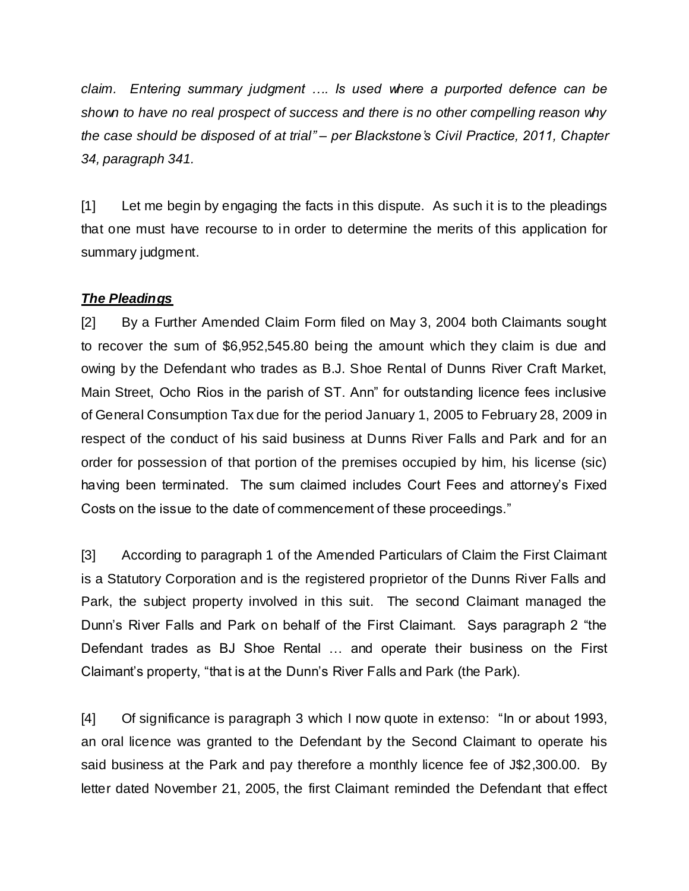*claim. Entering summary judgment …. Is used where a purported defence can be shown to have no real prospect of success and there is no other compelling reason why the case should be disposed of at trial" – per Blackstone's Civil Practice, 2011, Chapter 34, paragraph 341.*

[1] Let me begin by engaging the facts in this dispute. As such it is to the pleadings that one must have recourse to in order to determine the merits of this application for summary judgment.

***The Pleadings***

[2] By a Further Amended Claim Form filed on May 3, 2004 both Claimants sought to recover the sum of $6,952,545.80 being the amount which they claim is due and owing by the Defendant who trades as B.J. Shoe Rental of Dunns River Craft Market, Main Street, Ocho Rios in the parish of ST. Ann" for outstanding licence fees inclusive of General Consumption Tax due for the period January 1, 2005 to February 28, 2009 in respect of the conduct of his said business at Dunns River Falls and Park and for an order for possession of that portion of the premises occupied by him, his license (sic) having been terminated. The sum claimed includes Court Fees and attorney's Fixed Costs on the issue to the date of commencement of these proceedings."

[3] According to paragraph 1 of the Amended Particulars of Claim the First Claimant is a Statutory Corporation and is the registered proprietor of the Dunns River Falls and Park, the subject property involved in this suit. The second Claimant managed the Dunn's River Falls and Park on behalf of the First Claimant. Says paragraph 2 "the Defendant trades as BJ Shoe Rental … and operate their business on the First Claimant's property, "that is at the Dunn's River Falls and Park (the Park).

[4] Of significance is paragraph 3 which I now quote in extenso: "In or about 1993, an oral licence was granted to the Defendant by the Second Claimant to operate his said business at the Park and pay therefore a monthly licence fee of J$2,300.00. By letter dated November 21, 2005, the first Claimant reminded the Defendant that effect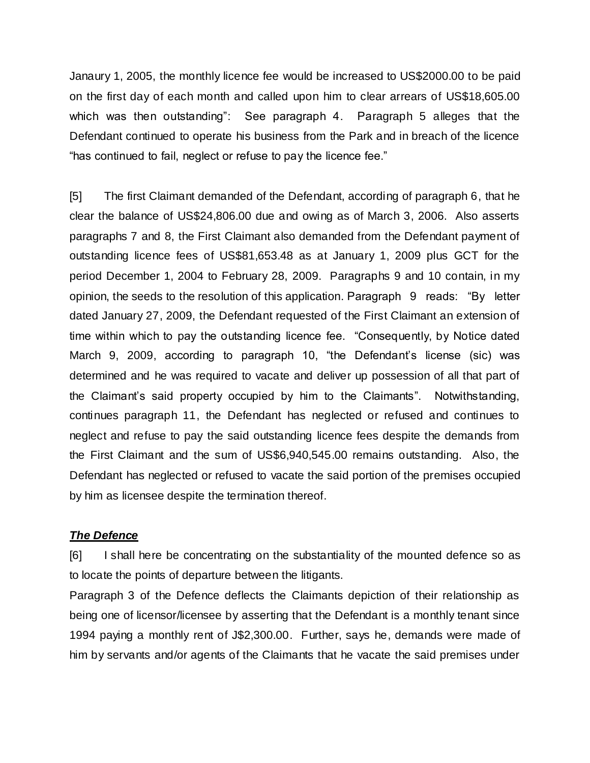Janaury 1, 2005, the monthly licence fee would be increased to US$2000.00 to be paid on the first day of each month and called upon him to clear arrears of US$18,605.00 which was then outstanding": See paragraph 4. Paragraph 5 alleges that the Defendant continued to operate his business from the Park and in breach of the licence "has continued to fail, neglect or refuse to pay the licence fee."

[5] The first Claimant demanded of the Defendant, according of paragraph 6, that he clear the balance of US$24,806.00 due and owing as of March 3, 2006. Also asserts paragraphs 7 and 8, the First Claimant also demanded from the Defendant payment of outstanding licence fees of US$81,653.48 as at January 1, 2009 plus GCT for the period December 1, 2004 to February 28, 2009. Paragraphs 9 and 10 contain, in my opinion, the seeds to the resolution of this application. Paragraph 9 reads: "By letter dated January 27, 2009, the Defendant requested of the First Claimant an extension of time within which to pay the outstanding licence fee. "Consequently, by Notice dated March 9, 2009, according to paragraph 10, "the Defendant's license (sic) was determined and he was required to vacate and deliver up possession of all that part of the Claimant's said property occupied by him to the Claimants". Notwithstanding, continues paragraph 11, the Defendant has neglected or refused and continues to neglect and refuse to pay the said outstanding licence fees despite the demands from the First Claimant and the sum of US$6,940,545.00 remains outstanding. Also, the Defendant has neglected or refused to vacate the said portion of the premises occupied by him as licensee despite the termination thereof.

***The Defence***

[6] I shall here be concentrating on the substantiality of the mounted defence so as to locate the points of departure between the litigants.

Paragraph 3 of the Defence deflects the Claimants depiction of their relationship as being one of licensor/licensee by asserting that the Defendant is a monthly tenant since 1994 paying a monthly rent of J$2,300.00. Further, says he, demands were made of him by servants and/or agents of the Claimants that he vacate the said premises under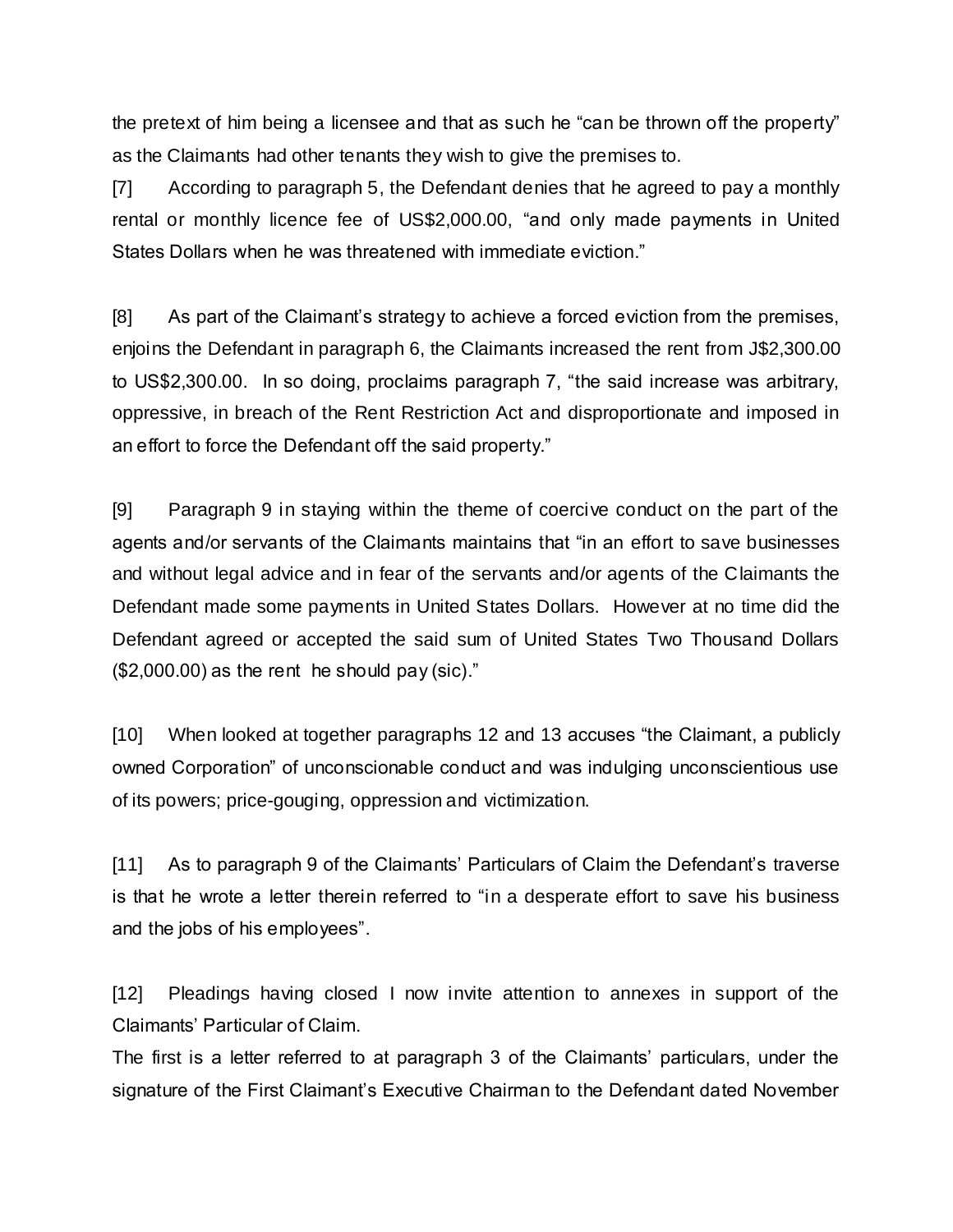the pretext of him being a licensee and that as such he "can be thrown off the property" as the Claimants had other tenants they wish to give the premises to.

[7] According to paragraph 5, the Defendant denies that he agreed to pay a monthly rental or monthly licence fee of US$2,000.00, "and only made payments in United States Dollars when he was threatened with immediate eviction."

[8] As part of the Claimant's strategy to achieve a forced eviction from the premises, enjoins the Defendant in paragraph 6, the Claimants increased the rent from J$2,300.00 to US$2,300.00. In so doing, proclaims paragraph 7, "the said increase was arbitrary, oppressive, in breach of the Rent Restriction Act and disproportionate and imposed in an effort to force the Defendant off the said property."

[9] Paragraph 9 in staying within the theme of coercive conduct on the part of the agents and/or servants of the Claimants maintains that "in an effort to save businesses and without legal advice and in fear of the servants and/or agents of the Claimants the Defendant made some payments in United States Dollars. However at no time did the Defendant agreed or accepted the said sum of United States Two Thousand Dollars ($2,000.00) as the rent he should pay (sic)."

[10] When looked at together paragraphs 12 and 13 accuses "the Claimant, a publicly owned Corporation" of unconscionable conduct and was indulging unconscientious use of its powers; price-gouging, oppression and victimization.

[11] As to paragraph 9 of the Claimants' Particulars of Claim the Defendant's traverse is that he wrote a letter therein referred to "in a desperate effort to save his business and the jobs of his employees".

[12] Pleadings having closed I now invite attention to annexes in support of the Claimants' Particular of Claim.

The first is a letter referred to at paragraph 3 of the Claimants' particulars, under the signature of the First Claimant's Executive Chairman to the Defendant dated November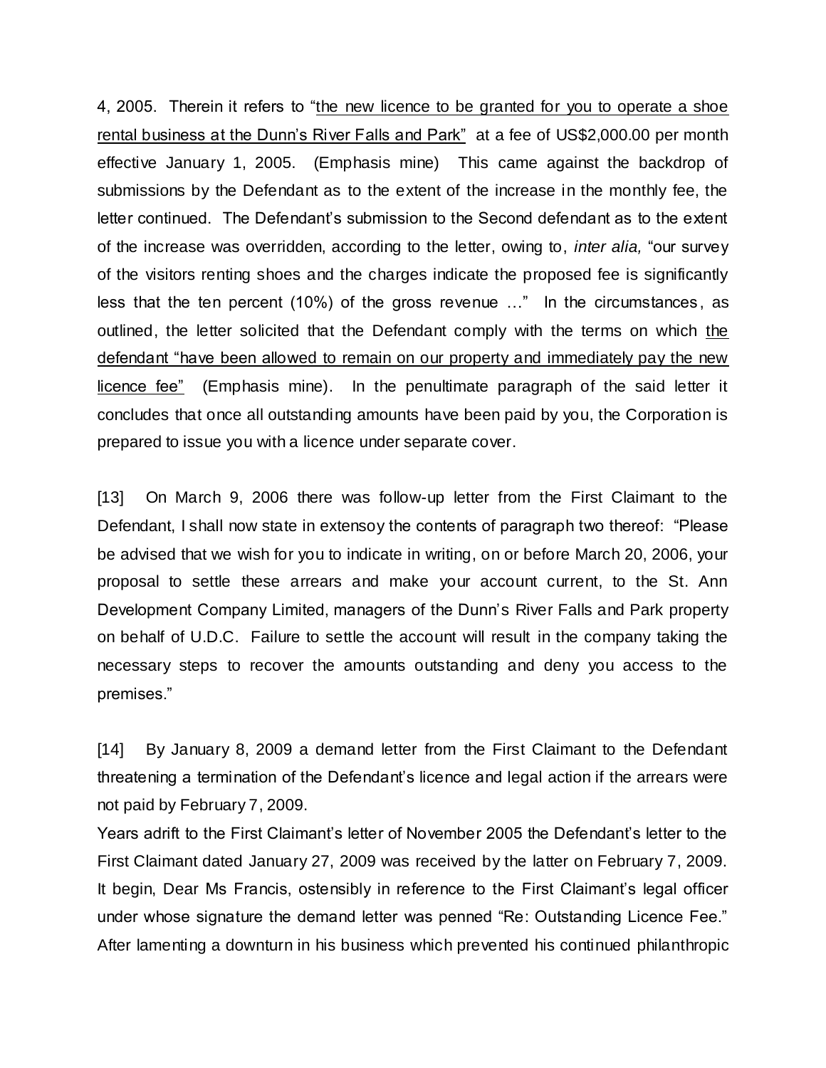4, 2005. Therein it refers to "<u>the new licence to be granted for you to operate a shoe rental business at the Dunn's River Falls and Park</u>" at a fee of US$2,000.00 per month effective January 1, 2005. (Emphasis mine) This came against the backdrop of submissions by the Defendant as to the extent of the increase in the monthly fee, the letter continued. The Defendant's submission to the Second defendant as to the extent of the increase was overridden, according to the letter, owing to, *inter alia,* "our survey of the visitors renting shoes and the charges indicate the proposed fee is significantly less that the ten percent (10%) of the gross revenue …" In the circumstances, as outlined, the letter solicited that the Defendant comply with the terms on which <u>the defendant "have been allowed to remain on our property and immediately pay the new licence fee"</u> (Emphasis mine). In the penultimate paragraph of the said letter it concludes that once all outstanding amounts have been paid by you, the Corporation is prepared to issue you with a licence under separate cover.

[13] On March 9, 2006 there was follow-up letter from the First Claimant to the Defendant, I shall now state in extensoy the contents of paragraph two thereof: "Please be advised that we wish for you to indicate in writing, on or before March 20, 2006, your proposal to settle these arrears and make your account current, to the St. Ann Development Company Limited, managers of the Dunn's River Falls and Park property on behalf of U.D.C. Failure to settle the account will result in the company taking the necessary steps to recover the amounts outstanding and deny you access to the premises."

[14] By January 8, 2009 a demand letter from the First Claimant to the Defendant threatening a termination of the Defendant's licence and legal action if the arrears were not paid by February 7, 2009.

Years adrift to the First Claimant's letter of November 2005 the Defendant's letter to the First Claimant dated January 27, 2009 was received by the latter on February 7, 2009. It begin, Dear Ms Francis, ostensibly in reference to the First Claimant's legal officer under whose signature the demand letter was penned "Re: Outstanding Licence Fee." After lamenting a downturn in his business which prevented his continued philanthropic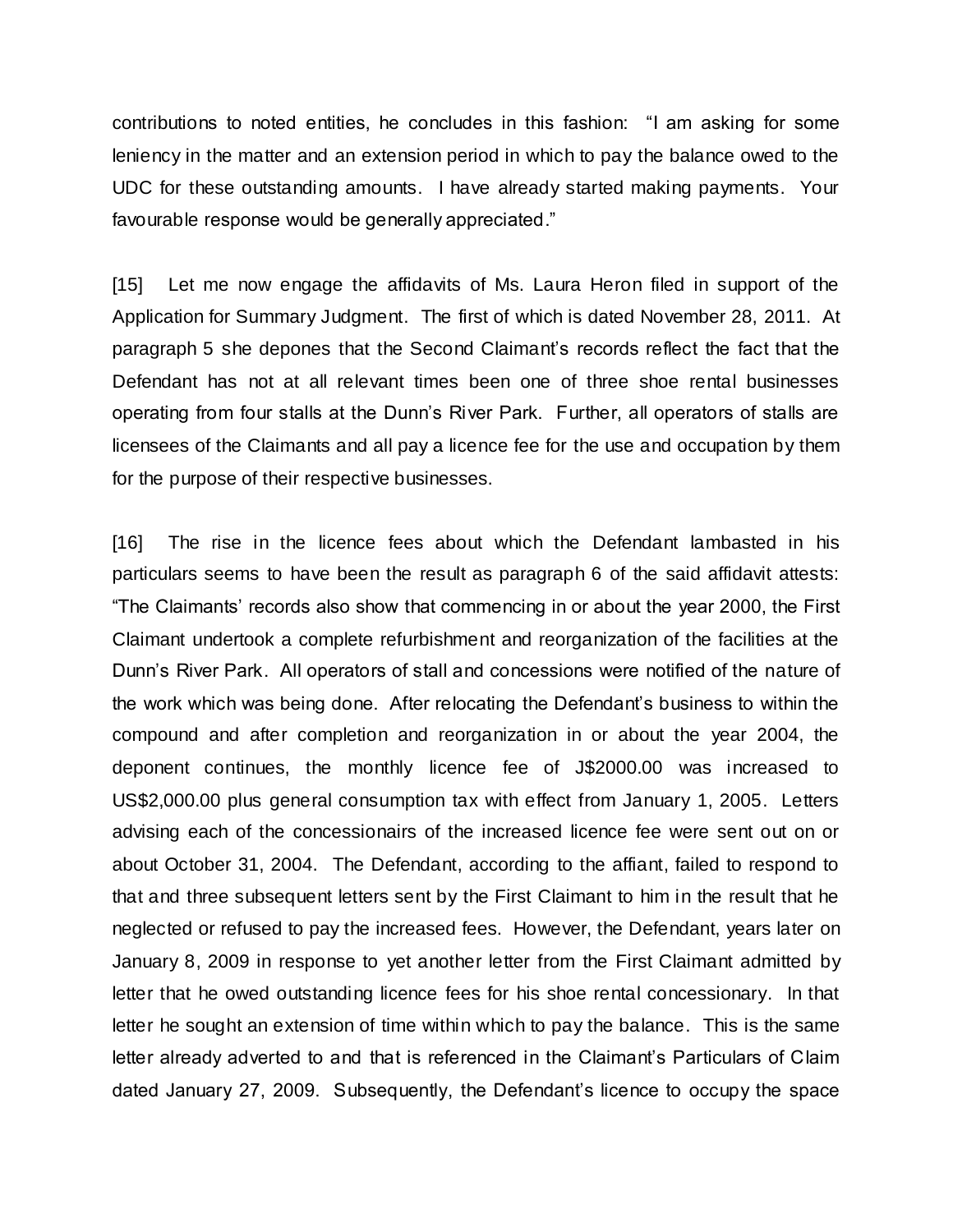contributions to noted entities, he concludes in this fashion: "I am asking for some leniency in the matter and an extension period in which to pay the balance owed to the UDC for these outstanding amounts. I have already started making payments. Your favourable response would be generally appreciated."

[15] Let me now engage the affidavits of Ms. Laura Heron filed in support of the Application for Summary Judgment. The first of which is dated November 28, 2011. At paragraph 5 she depones that the Second Claimant's records reflect the fact that the Defendant has not at all relevant times been one of three shoe rental businesses operating from four stalls at the Dunn's River Park. Further, all operators of stalls are licensees of the Claimants and all pay a licence fee for the use and occupation by them for the purpose of their respective businesses.

[16] The rise in the licence fees about which the Defendant lambasted in his particulars seems to have been the result as paragraph 6 of the said affidavit attests: "The Claimants' records also show that commencing in or about the year 2000, the First Claimant undertook a complete refurbishment and reorganization of the facilities at the Dunn's River Park. All operators of stall and concessions were notified of the nature of the work which was being done. After relocating the Defendant's business to within the compound and after completion and reorganization in or about the year 2004, the deponent continues, the monthly licence fee of J$2000.00 was increased to US$2,000.00 plus general consumption tax with effect from January 1, 2005. Letters advising each of the concessionairs of the increased licence fee were sent out on or about October 31, 2004. The Defendant, according to the affiant, failed to respond to that and three subsequent letters sent by the First Claimant to him in the result that he neglected or refused to pay the increased fees. However, the Defendant, years later on January 8, 2009 in response to yet another letter from the First Claimant admitted by letter that he owed outstanding licence fees for his shoe rental concessionary. In that letter he sought an extension of time within which to pay the balance. This is the same letter already adverted to and that is referenced in the Claimant's Particulars of Claim dated January 27, 2009. Subsequently, the Defendant's licence to occupy the space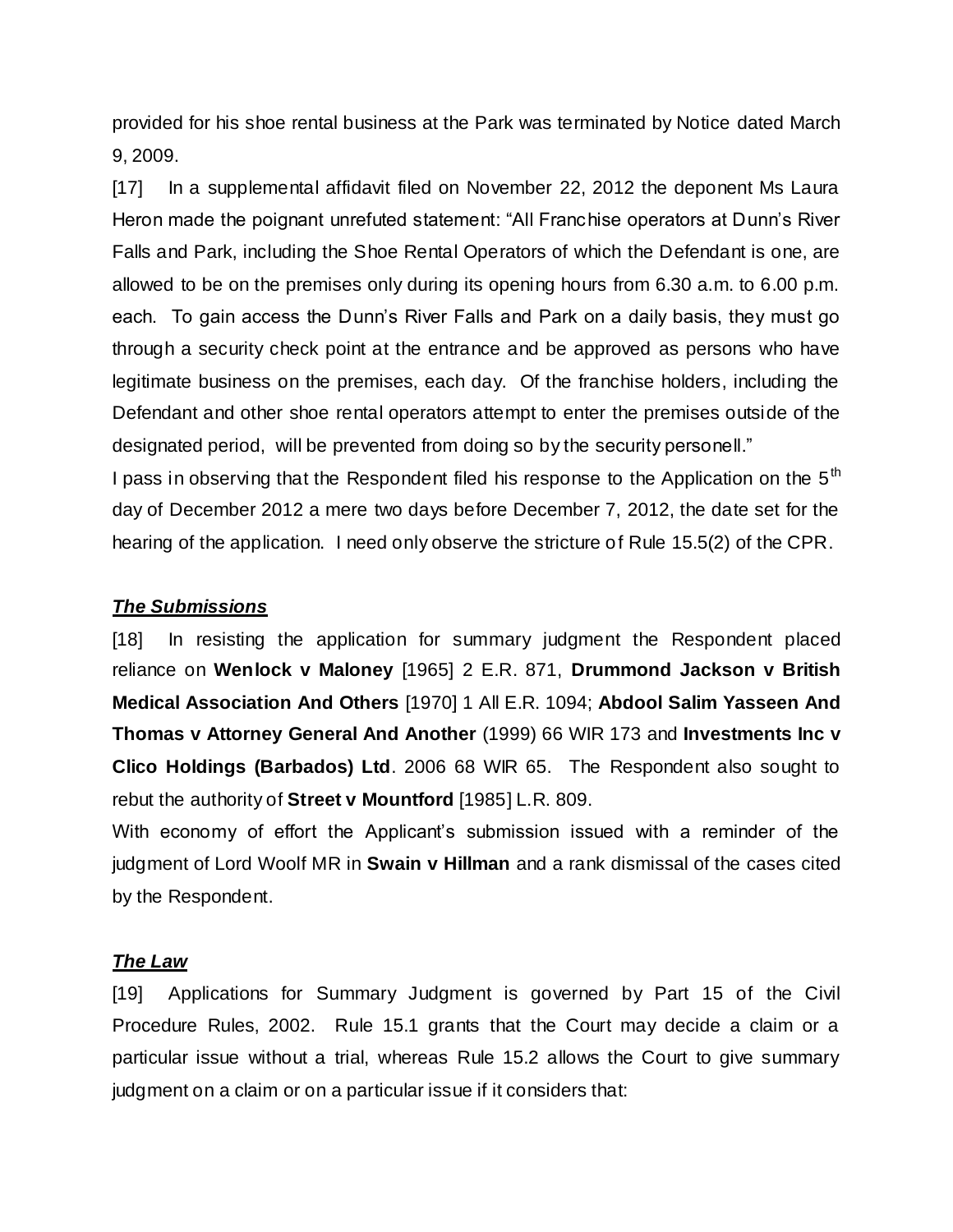provided for his shoe rental business at the Park was terminated by Notice dated March 9, 2009.

[17] In a supplemental affidavit filed on November 22, 2012 the deponent Ms Laura Heron made the poignant unrefuted statement: "All Franchise operators at Dunn's River Falls and Park, including the Shoe Rental Operators of which the Defendant is one, are allowed to be on the premises only during its opening hours from 6.30 a.m. to 6.00 p.m. each. To gain access the Dunn's River Falls and Park on a daily basis, they must go through a security check point at the entrance and be approved as persons who have legitimate business on the premises, each day. Of the franchise holders, including the Defendant and other shoe rental operators attempt to enter the premises outside of the designated period, will be prevented from doing so by the security personell."

I pass in observing that the Respondent filed his response to the Application on the 5th day of December 2012 a mere two days before December 7, 2012, the date set for the hearing of the application. I need only observe the stricture of Rule 15.5(2) of the CPR.

## ***The Submissions***

[18] In resisting the application for summary judgment the Respondent placed reliance on **Wenlock v Maloney** [1965] 2 E.R. 871, **Drummond Jackson v British Medical Association And Others** [1970] 1 All E.R. 1094; **Abdool Salim Yasseen And Thomas v Attorney General And Another** (1999) 66 WIR 173 and **Investments Inc v Clico Holdings (Barbados) Ltd**. 2006 68 WIR 65. The Respondent also sought to rebut the authority of **Street v Mountford** [1985] L.R. 809.

With economy of effort the Applicant's submission issued with a reminder of the judgment of Lord Woolf MR in **Swain v Hillman** and a rank dismissal of the cases cited by the Respondent.

## ***The Law***

[19] Applications for Summary Judgment is governed by Part 15 of the Civil Procedure Rules, 2002. Rule 15.1 grants that the Court may decide a claim or a particular issue without a trial, whereas Rule 15.2 allows the Court to give summary judgment on a claim or on a particular issue if it considers that: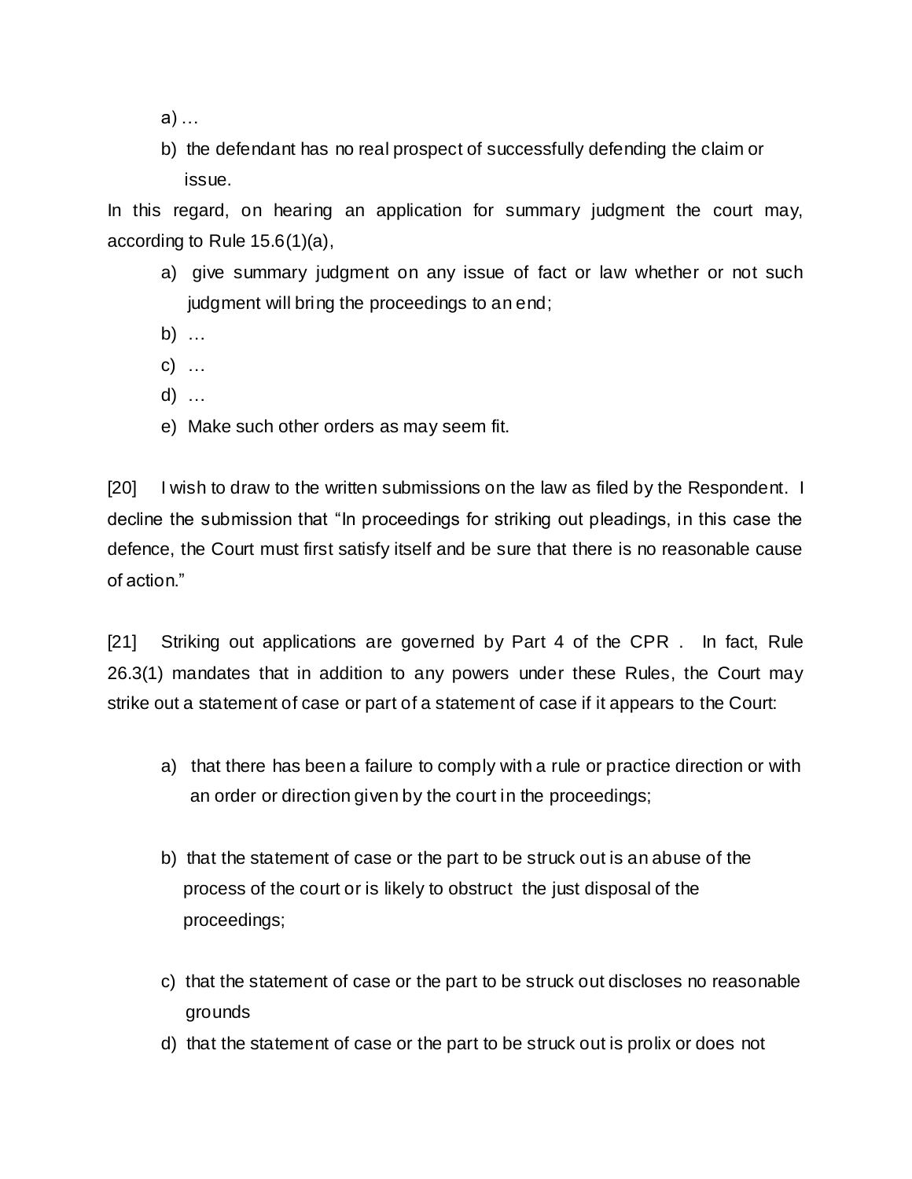a) …

b) the defendant has no real prospect of successfully defending the claim or issue.

In this regard, on hearing an application for summary judgment the court may, according to Rule 15.6(1)(a),

a) give summary judgment on any issue of fact or law whether or not such judgment will bring the proceedings to an end;
b) …
c) …
d) …
e) Make such other orders as may seem fit.

[20] I wish to draw to the written submissions on the law as filed by the Respondent. I decline the submission that "In proceedings for striking out pleadings, in this case the defence, the Court must first satisfy itself and be sure that there is no reasonable cause of action."

[21] Striking out applications are governed by Part 4 of the CPR . In fact, Rule 26.3(1) mandates that in addition to any powers under these Rules, the Court may strike out a statement of case or part of a statement of case if it appears to the Court:

a) that there has been a failure to comply with a rule or practice direction or with an order or direction given by the court in the proceedings;

b) that the statement of case or the part to be struck out is an abuse of the process of the court or is likely to obstruct the just disposal of the proceedings;

c) that the statement of case or the part to be struck out discloses no reasonable grounds

d) that the statement of case or the part to be struck out is prolix or does not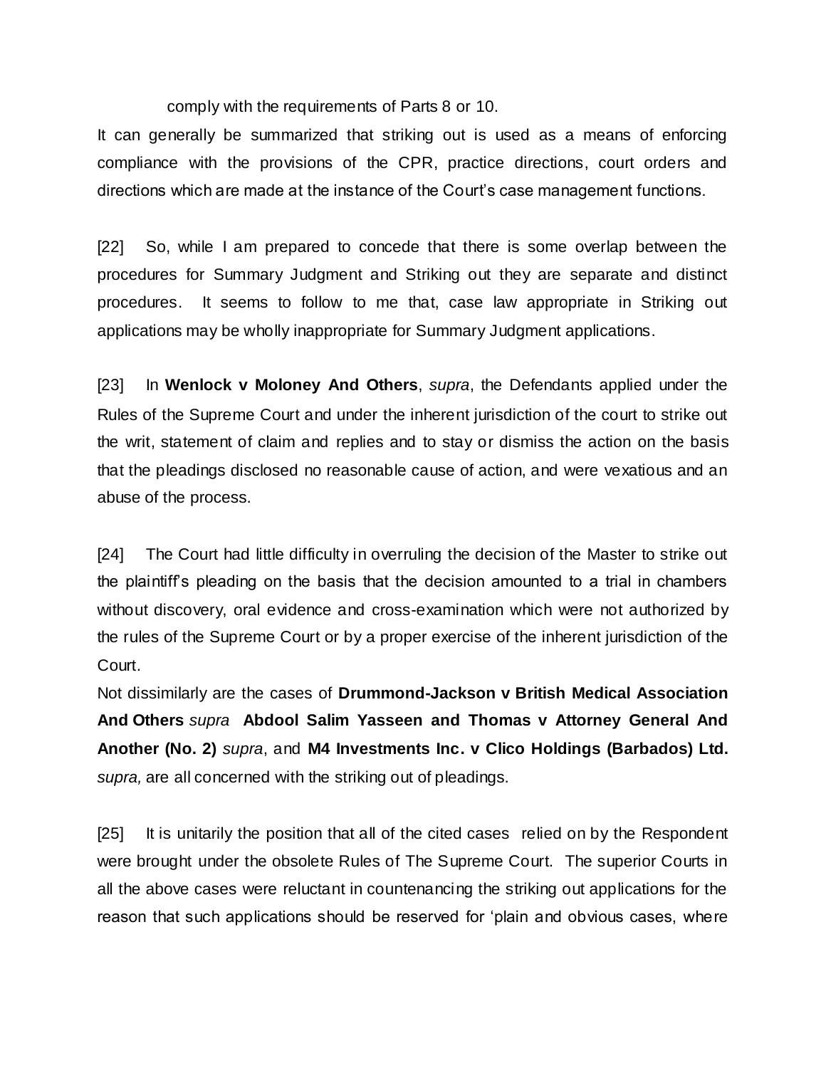comply with the requirements of Parts 8 or 10.

It can generally be summarized that striking out is used as a means of enforcing compliance with the provisions of the CPR, practice directions, court orders and directions which are made at the instance of the Court's case management functions.

[22] So, while I am prepared to concede that there is some overlap between the procedures for Summary Judgment and Striking out they are separate and distinct procedures. It seems to follow to me that, case law appropriate in Striking out applications may be wholly inappropriate for Summary Judgment applications.

[23] In **Wenlock v Moloney And Others**, *supra*, the Defendants applied under the Rules of the Supreme Court and under the inherent jurisdiction of the court to strike out the writ, statement of claim and replies and to stay or dismiss the action on the basis that the pleadings disclosed no reasonable cause of action, and were vexatious and an abuse of the process.

[24] The Court had little difficulty in overruling the decision of the Master to strike out the plaintiff's pleading on the basis that the decision amounted to a trial in chambers without discovery, oral evidence and cross-examination which were not authorized by the rules of the Supreme Court or by a proper exercise of the inherent jurisdiction of the Court.

Not dissimilarly are the cases of **Drummond-Jackson v British Medical Association And Others** *supra* **Abdool Salim Yasseen and Thomas v Attorney General And Another (No. 2)** *supra*, and **M4 Investments Inc. v Clico Holdings (Barbados) Ltd.** *supra,* are all concerned with the striking out of pleadings.

[25] It is unitarily the position that all of the cited cases relied on by the Respondent were brought under the obsolete Rules of The Supreme Court. The superior Courts in all the above cases were reluctant in countenancing the striking out applications for the reason that such applications should be reserved for 'plain and obvious cases, where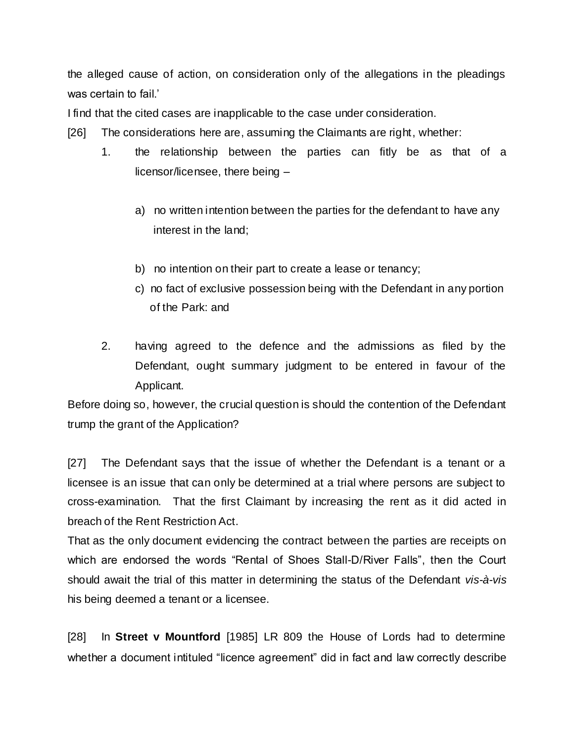the alleged cause of action, on consideration only of the allegations in the pleadings was certain to fail.'

I find that the cited cases are inapplicable to the case under consideration.

[26] The considerations here are, assuming the Claimants are right, whether:

1. the relationship between the parties can fitly be as that of a licensor/licensee, there being –

   a) no written intention between the parties for the defendant to have any interest in the land;

   b) no intention on their part to create a lease or tenancy;

   c) no fact of exclusive possession being with the Defendant in any portion of the Park: and

2. having agreed to the defence and the admissions as filed by the Defendant, ought summary judgment to be entered in favour of the Applicant.

Before doing so, however, the crucial question is should the contention of the Defendant trump the grant of the Application?

[27] The Defendant says that the issue of whether the Defendant is a tenant or a licensee is an issue that can only be determined at a trial where persons are subject to cross-examination. That the first Claimant by increasing the rent as it did acted in breach of the Rent Restriction Act.

That as the only document evidencing the contract between the parties are receipts on which are endorsed the words "Rental of Shoes Stall-D/River Falls", then the Court should await the trial of this matter in determining the status of the Defendant *vis-à-vis* his being deemed a tenant or a licensee.

[28] In **Street v Mountford** [1985] LR 809 the House of Lords had to determine whether a document intituled "licence agreement" did in fact and law correctly describe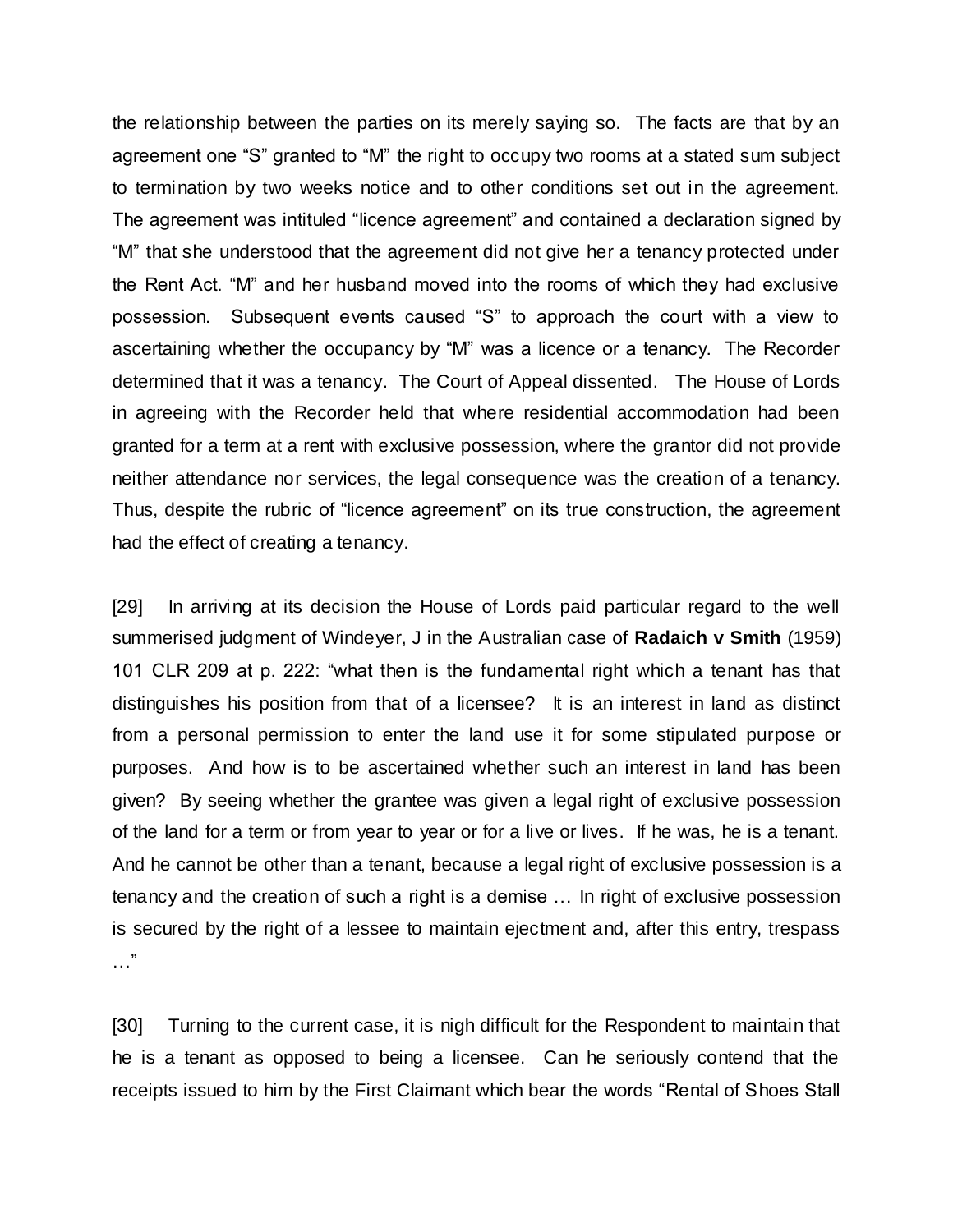the relationship between the parties on its merely saying so. The facts are that by an agreement one "S" granted to "M" the right to occupy two rooms at a stated sum subject to termination by two weeks notice and to other conditions set out in the agreement. The agreement was intituled "licence agreement" and contained a declaration signed by "M" that she understood that the agreement did not give her a tenancy protected under the Rent Act. "M" and her husband moved into the rooms of which they had exclusive possession. Subsequent events caused "S" to approach the court with a view to ascertaining whether the occupancy by "M" was a licence or a tenancy. The Recorder determined that it was a tenancy. The Court of Appeal dissented. The House of Lords in agreeing with the Recorder held that where residential accommodation had been granted for a term at a rent with exclusive possession, where the grantor did not provide neither attendance nor services, the legal consequence was the creation of a tenancy. Thus, despite the rubric of "licence agreement" on its true construction, the agreement had the effect of creating a tenancy.

[29] In arriving at its decision the House of Lords paid particular regard to the well summerised judgment of Windeyer, J in the Australian case of **Radaich v Smith** (1959) 101 CLR 209 at p. 222: "what then is the fundamental right which a tenant has that distinguishes his position from that of a licensee? It is an interest in land as distinct from a personal permission to enter the land use it for some stipulated purpose or purposes. And how is to be ascertained whether such an interest in land has been given? By seeing whether the grantee was given a legal right of exclusive possession of the land for a term or from year to year or for a live or lives. If he was, he is a tenant. And he cannot be other than a tenant, because a legal right of exclusive possession is a tenancy and the creation of such a right is a demise … In right of exclusive possession is secured by the right of a lessee to maintain ejectment and, after this entry, trespass …"

[30] Turning to the current case, it is nigh difficult for the Respondent to maintain that he is a tenant as opposed to being a licensee. Can he seriously contend that the receipts issued to him by the First Claimant which bear the words "Rental of Shoes Stall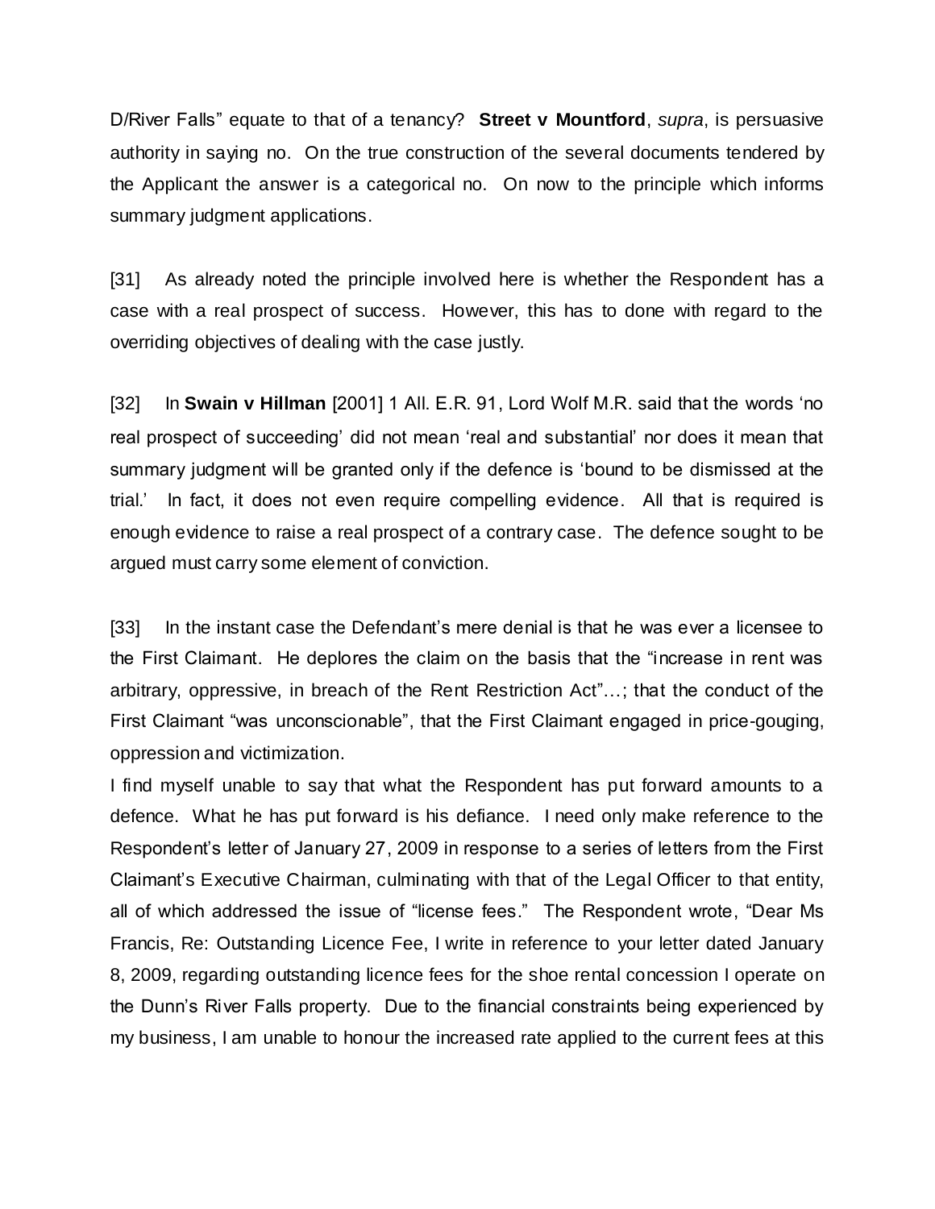D/River Falls" equate to that of a tenancy? **Street v Mountford**, *supra*, is persuasive authority in saying no. On the true construction of the several documents tendered by the Applicant the answer is a categorical no. On now to the principle which informs summary judgment applications.

[31] As already noted the principle involved here is whether the Respondent has a case with a real prospect of success. However, this has to done with regard to the overriding objectives of dealing with the case justly.

[32] In **Swain v Hillman** [2001] 1 All. E.R. 91, Lord Wolf M.R. said that the words 'no real prospect of succeeding' did not mean 'real and substantial' nor does it mean that summary judgment will be granted only if the defence is 'bound to be dismissed at the trial.' In fact, it does not even require compelling evidence. All that is required is enough evidence to raise a real prospect of a contrary case. The defence sought to be argued must carry some element of conviction.

[33] In the instant case the Defendant's mere denial is that he was ever a licensee to the First Claimant. He deplores the claim on the basis that the "increase in rent was arbitrary, oppressive, in breach of the Rent Restriction Act"…; that the conduct of the First Claimant "was unconscionable", that the First Claimant engaged in price-gouging, oppression and victimization.

I find myself unable to say that what the Respondent has put forward amounts to a defence. What he has put forward is his defiance. I need only make reference to the Respondent's letter of January 27, 2009 in response to a series of letters from the First Claimant's Executive Chairman, culminating with that of the Legal Officer to that entity, all of which addressed the issue of "license fees." The Respondent wrote, "Dear Ms Francis, Re: Outstanding Licence Fee, I write in reference to your letter dated January 8, 2009, regarding outstanding licence fees for the shoe rental concession I operate on the Dunn's River Falls property. Due to the financial constraints being experienced by my business, I am unable to honour the increased rate applied to the current fees at this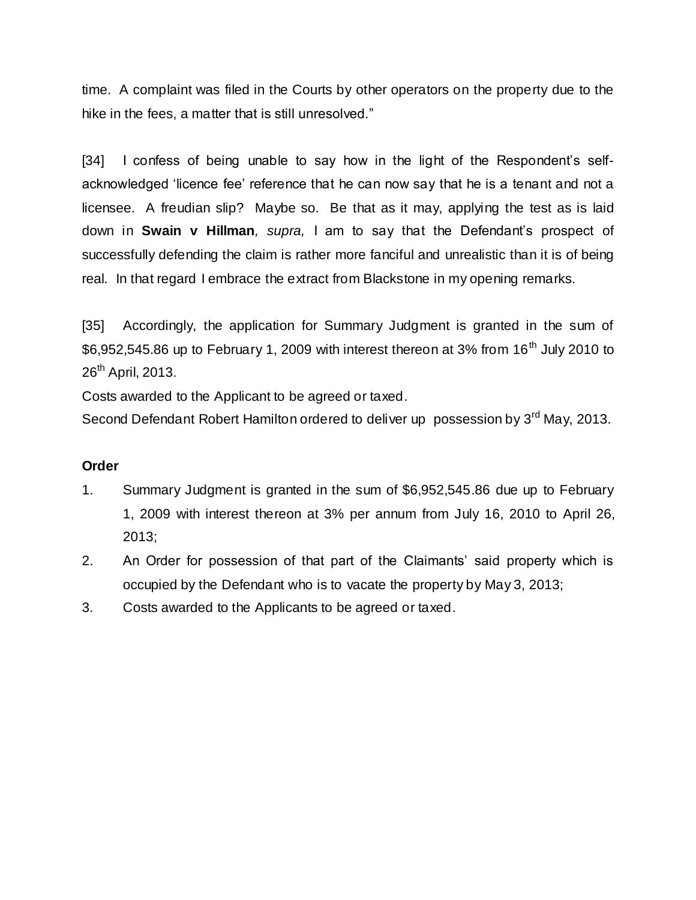time. A complaint was filed in the Courts by other operators on the property due to the hike in the fees, a matter that is still unresolved."

[34] I confess of being unable to say how in the light of the Respondent's self-acknowledged 'licence fee' reference that he can now say that he is a tenant and not a licensee. A freudian slip? Maybe so. Be that as it may, applying the test as is laid down in **Swain v Hillman***, supra,* I am to say that the Defendant's prospect of successfully defending the claim is rather more fanciful and unrealistic than it is of being real. In that regard I embrace the extract from Blackstone in my opening remarks.

[35] Accordingly, the application for Summary Judgment is granted in the sum of $6,952,545.86 up to February 1, 2009 with interest thereon at 3% from 16th July 2010 to 26th April, 2013.

Costs awarded to the Applicant to be agreed or taxed.

Second Defendant Robert Hamilton ordered to deliver up possession by 3rd May, 2013.

**Order**

1. Summary Judgment is granted in the sum of $6,952,545.86 due up to February 1, 2009 with interest thereon at 3% per annum from July 16, 2010 to April 26, 2013;
2. An Order for possession of that part of the Claimants' said property which is occupied by the Defendant who is to vacate the property by May 3, 2013;
3. Costs awarded to the Applicants to be agreed or taxed.